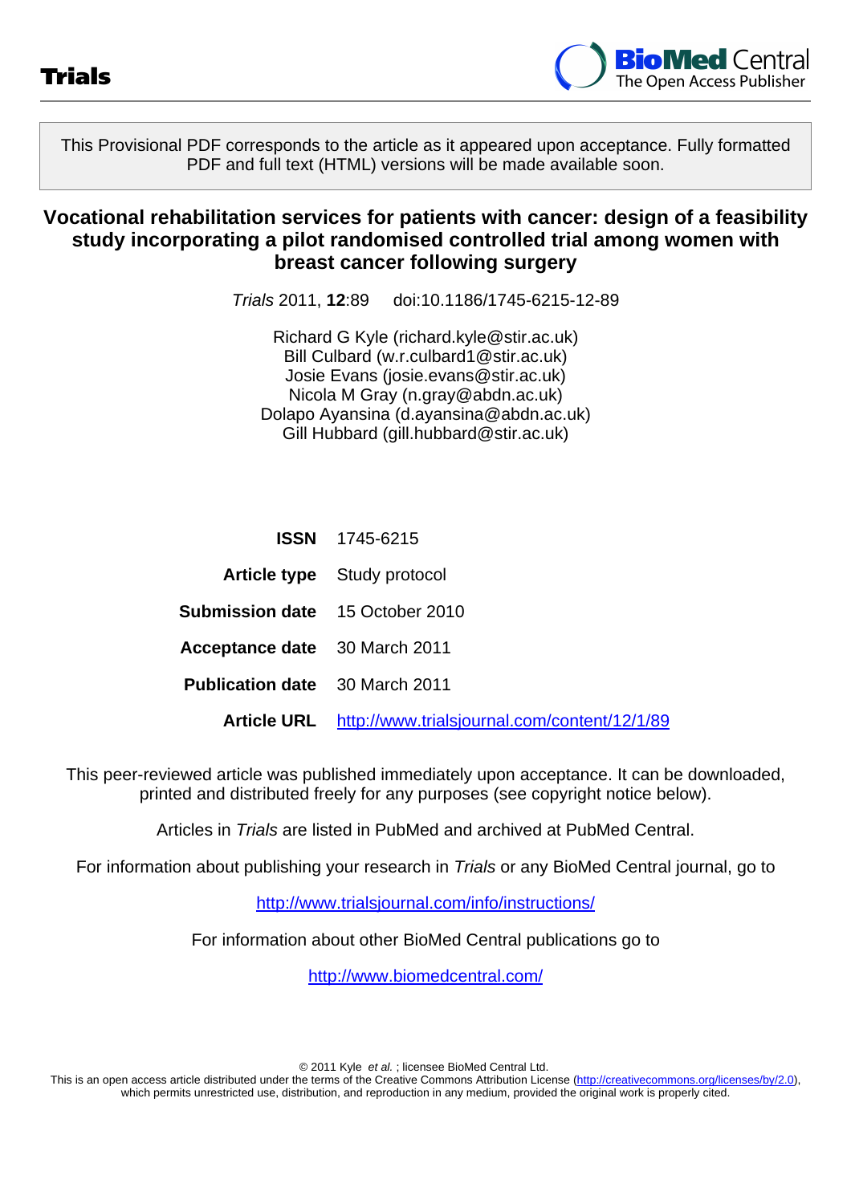Trials

BioMed Central
The Open Access Publisher

This Provisional PDF corresponds to the article as it appeared upon acceptance. Fully formatted PDF and full text (HTML) versions will be made available soon.

# Vocational rehabilitation services for patients with cancer: design of a feasibility study incorporating a pilot randomised controlled trial among women with breast cancer following surgery

*Trials* 2011, **12**:89 doi:10.1186/1745-6215-12-89

Richard G Kyle (richard.kyle@stir.ac.uk)
Bill Culbard (w.r.culbard1@stir.ac.uk)
Josie Evans (josie.evans@stir.ac.uk)
Nicola M Gray (n.gray@abdn.ac.uk)
Dolapo Ayansina (d.ayansina@abdn.ac.uk)
Gill Hubbard (gill.hubbard@stir.ac.uk)

| | |
|---|---|
| **ISSN** | 1745-6215 |
| **Article type** | Study protocol |
| **Submission date** | 15 October 2010 |
| **Acceptance date** | 30 March 2011 |
| **Publication date** | 30 March 2011 |
| **Article URL** | http://www.trialsjournal.com/content/12/1/89 |

This peer-reviewed article was published immediately upon acceptance. It can be downloaded, printed and distributed freely for any purposes (see copyright notice below).

Articles in *Trials* are listed in PubMed and archived at PubMed Central.

For information about publishing your research in *Trials* or any BioMed Central journal, go to

http://www.trialsjournal.com/info/instructions/

For information about other BioMed Central publications go to

http://www.biomedcentral.com/

© 2011 Kyle *et al.* ; licensee BioMed Central Ltd.
This is an open access article distributed under the terms of the Creative Commons Attribution License (http://creativecommons.org/licenses/by/2.0), which permits unrestricted use, distribution, and reproduction in any medium, provided the original work is properly cited.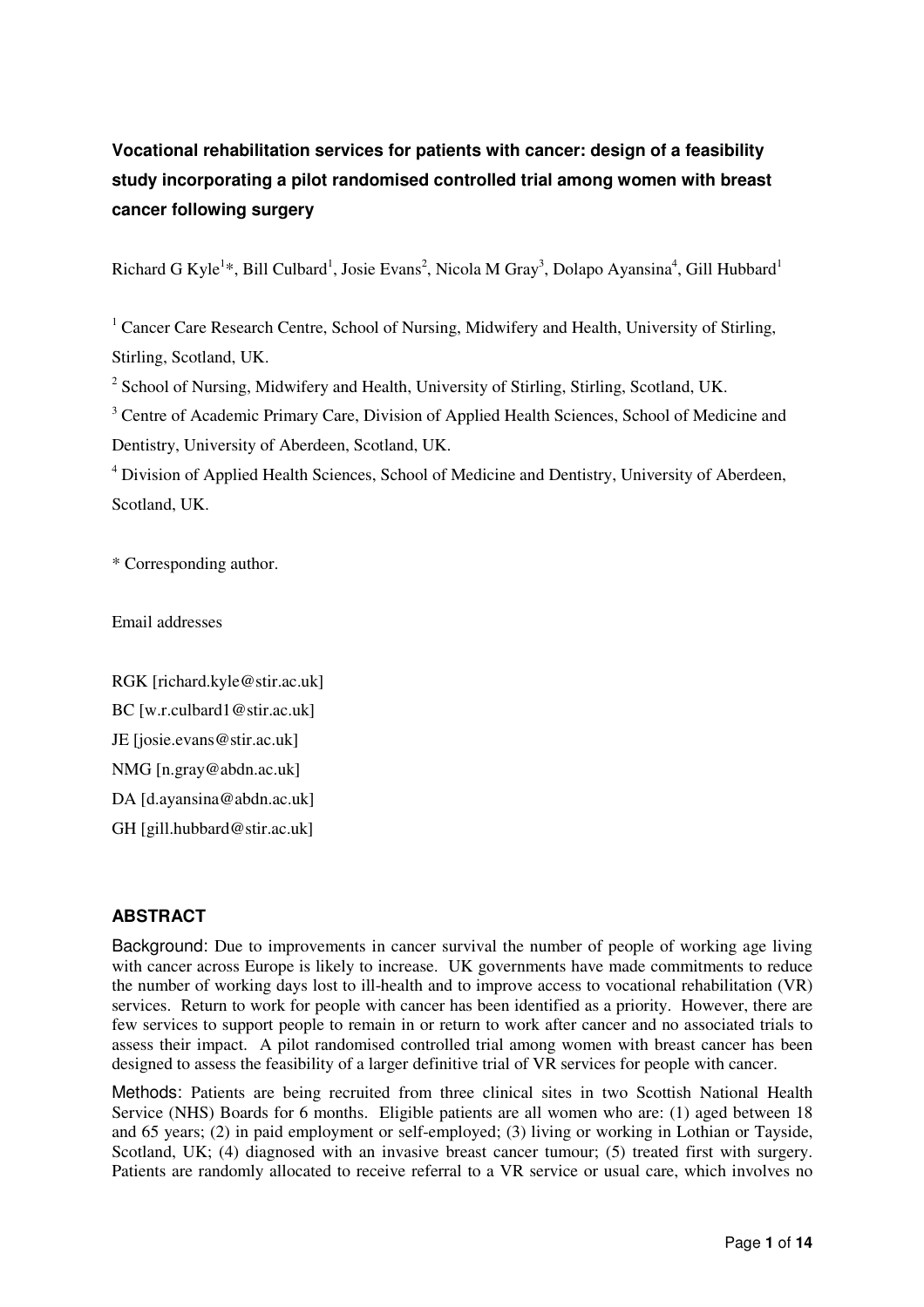**Vocational rehabilitation services for patients with cancer: design of a feasibility study incorporating a pilot randomised controlled trial among women with breast cancer following surgery**

Richard G Kyle[1]*, Bill Culbard[1], Josie Evans[2], Nicola M Gray[3], Dolapo Ayansina[4], Gill Hubbard[1]

[1] Cancer Care Research Centre, School of Nursing, Midwifery and Health, University of Stirling, Stirling, Scotland, UK.

[2] School of Nursing, Midwifery and Health, University of Stirling, Stirling, Scotland, UK.

[3] Centre of Academic Primary Care, Division of Applied Health Sciences, School of Medicine and Dentistry, University of Aberdeen, Scotland, UK.

[4] Division of Applied Health Sciences, School of Medicine and Dentistry, University of Aberdeen, Scotland, UK.

\* Corresponding author.

Email addresses

RGK [richard.kyle@stir.ac.uk]

BC [w.r.culbard1@stir.ac.uk]

JE [josie.evans@stir.ac.uk]

NMG [n.gray@abdn.ac.uk]

DA [d.ayansina@abdn.ac.uk]

GH [gill.hubbard@stir.ac.uk]

## ABSTRACT

Background: Due to improvements in cancer survival the number of people of working age living with cancer across Europe is likely to increase. UK governments have made commitments to reduce the number of working days lost to ill-health and to improve access to vocational rehabilitation (VR) services. Return to work for people with cancer has been identified as a priority. However, there are few services to support people to remain in or return to work after cancer and no associated trials to assess their impact. A pilot randomised controlled trial among women with breast cancer has been designed to assess the feasibility of a larger definitive trial of VR services for people with cancer.

Methods: Patients are being recruited from three clinical sites in two Scottish National Health Service (NHS) Boards for 6 months. Eligible patients are all women who are: (1) aged between 18 and 65 years; (2) in paid employment or self-employed; (3) living or working in Lothian or Tayside, Scotland, UK; (4) diagnosed with an invasive breast cancer tumour; (5) treated first with surgery. Patients are randomly allocated to receive referral to a VR service or usual care, which involves no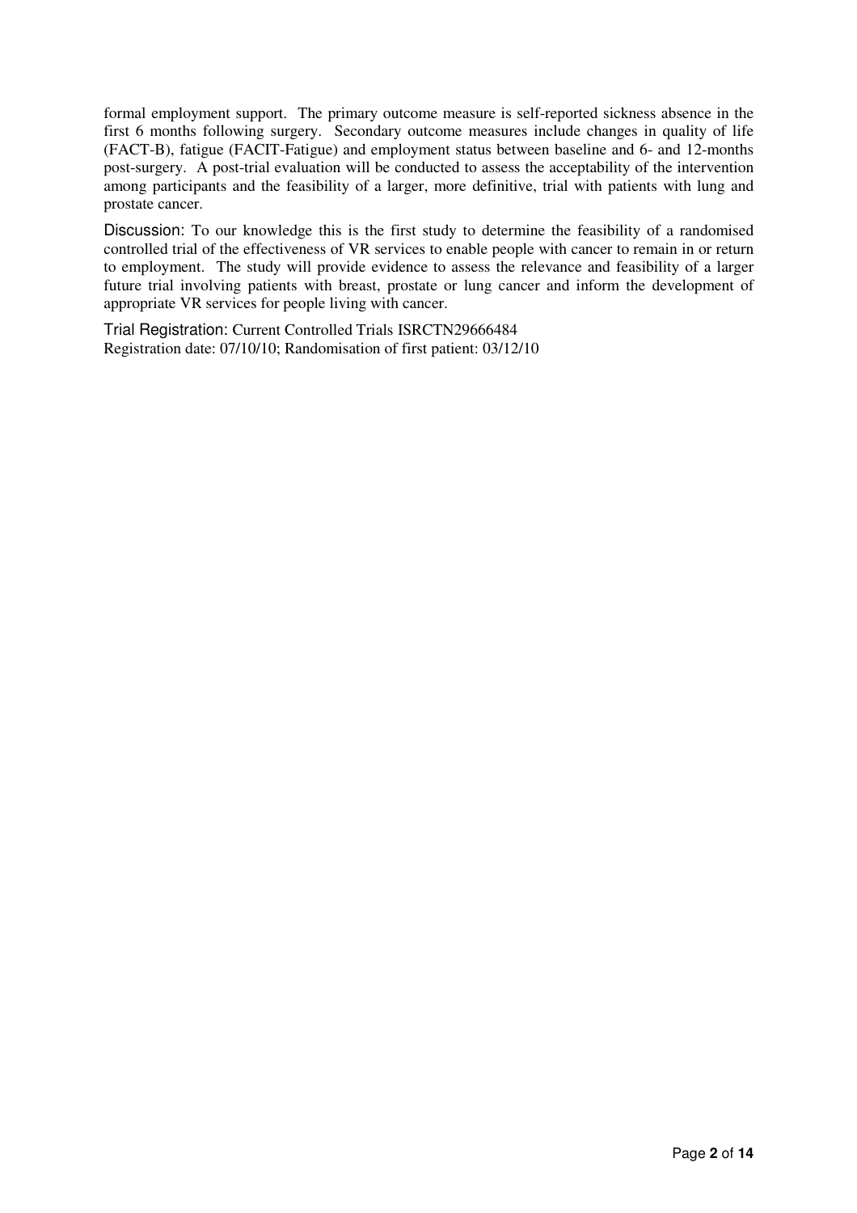formal employment support. The primary outcome measure is self-reported sickness absence in the first 6 months following surgery. Secondary outcome measures include changes in quality of life (FACT-B), fatigue (FACIT-Fatigue) and employment status between baseline and 6- and 12-months post-surgery. A post-trial evaluation will be conducted to assess the acceptability of the intervention among participants and the feasibility of a larger, more definitive, trial with patients with lung and prostate cancer.

Discussion: To our knowledge this is the first study to determine the feasibility of a randomised controlled trial of the effectiveness of VR services to enable people with cancer to remain in or return to employment. The study will provide evidence to assess the relevance and feasibility of a larger future trial involving patients with breast, prostate or lung cancer and inform the development of appropriate VR services for people living with cancer.

Trial Registration: Current Controlled Trials ISRCTN29666484
Registration date: 07/10/10; Randomisation of first patient: 03/12/10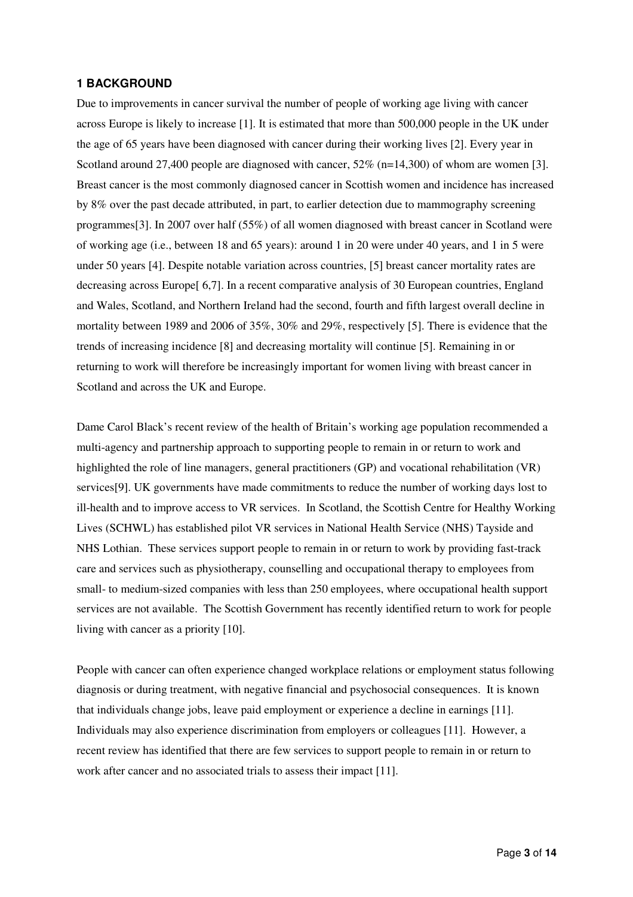## 1 BACKGROUND

Due to improvements in cancer survival the number of people of working age living with cancer across Europe is likely to increase [1]. It is estimated that more than 500,000 people in the UK under the age of 65 years have been diagnosed with cancer during their working lives [2]. Every year in Scotland around 27,400 people are diagnosed with cancer, 52% (n=14,300) of whom are women [3]. Breast cancer is the most commonly diagnosed cancer in Scottish women and incidence has increased by 8% over the past decade attributed, in part, to earlier detection due to mammography screening programmes[3]. In 2007 over half (55%) of all women diagnosed with breast cancer in Scotland were of working age (i.e., between 18 and 65 years): around 1 in 20 were under 40 years, and 1 in 5 were under 50 years [4]. Despite notable variation across countries, [5] breast cancer mortality rates are decreasing across Europe[ 6,7]. In a recent comparative analysis of 30 European countries, England and Wales, Scotland, and Northern Ireland had the second, fourth and fifth largest overall decline in mortality between 1989 and 2006 of 35%, 30% and 29%, respectively [5]. There is evidence that the trends of increasing incidence [8] and decreasing mortality will continue [5]. Remaining in or returning to work will therefore be increasingly important for women living with breast cancer in Scotland and across the UK and Europe.

Dame Carol Black's recent review of the health of Britain's working age population recommended a multi-agency and partnership approach to supporting people to remain in or return to work and highlighted the role of line managers, general practitioners (GP) and vocational rehabilitation (VR) services[9]. UK governments have made commitments to reduce the number of working days lost to ill-health and to improve access to VR services. In Scotland, the Scottish Centre for Healthy Working Lives (SCHWL) has established pilot VR services in National Health Service (NHS) Tayside and NHS Lothian. These services support people to remain in or return to work by providing fast-track care and services such as physiotherapy, counselling and occupational therapy to employees from small- to medium-sized companies with less than 250 employees, where occupational health support services are not available. The Scottish Government has recently identified return to work for people living with cancer as a priority [10].

People with cancer can often experience changed workplace relations or employment status following diagnosis or during treatment, with negative financial and psychosocial consequences. It is known that individuals change jobs, leave paid employment or experience a decline in earnings [11]. Individuals may also experience discrimination from employers or colleagues [11]. However, a recent review has identified that there are few services to support people to remain in or return to work after cancer and no associated trials to assess their impact [11].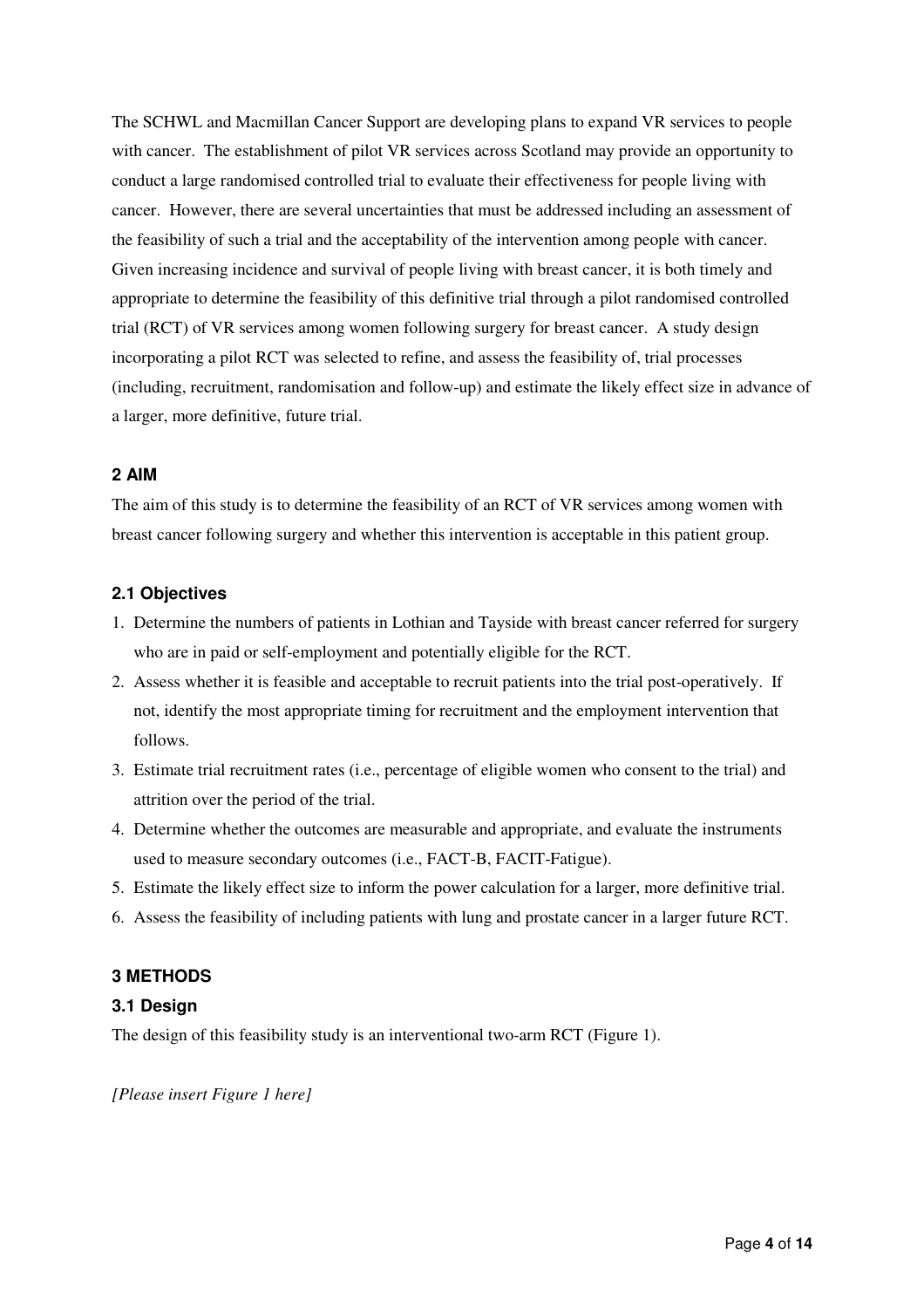The SCHWL and Macmillan Cancer Support are developing plans to expand VR services to people with cancer. The establishment of pilot VR services across Scotland may provide an opportunity to conduct a large randomised controlled trial to evaluate their effectiveness for people living with cancer. However, there are several uncertainties that must be addressed including an assessment of the feasibility of such a trial and the acceptability of the intervention among people with cancer. Given increasing incidence and survival of people living with breast cancer, it is both timely and appropriate to determine the feasibility of this definitive trial through a pilot randomised controlled trial (RCT) of VR services among women following surgery for breast cancer. A study design incorporating a pilot RCT was selected to refine, and assess the feasibility of, trial processes (including, recruitment, randomisation and follow-up) and estimate the likely effect size in advance of a larger, more definitive, future trial.

## 2 AIM

The aim of this study is to determine the feasibility of an RCT of VR services among women with breast cancer following surgery and whether this intervention is acceptable in this patient group.

### 2.1 Objectives

1. Determine the numbers of patients in Lothian and Tayside with breast cancer referred for surgery who are in paid or self-employment and potentially eligible for the RCT.
2. Assess whether it is feasible and acceptable to recruit patients into the trial post-operatively. If not, identify the most appropriate timing for recruitment and the employment intervention that follows.
3. Estimate trial recruitment rates (i.e., percentage of eligible women who consent to the trial) and attrition over the period of the trial.
4. Determine whether the outcomes are measurable and appropriate, and evaluate the instruments used to measure secondary outcomes (i.e., FACT-B, FACIT-Fatigue).
5. Estimate the likely effect size to inform the power calculation for a larger, more definitive trial.
6. Assess the feasibility of including patients with lung and prostate cancer in a larger future RCT.

## 3 METHODS

### 3.1 Design

The design of this feasibility study is an interventional two-arm RCT (Figure 1).

*[Please insert Figure 1 here]*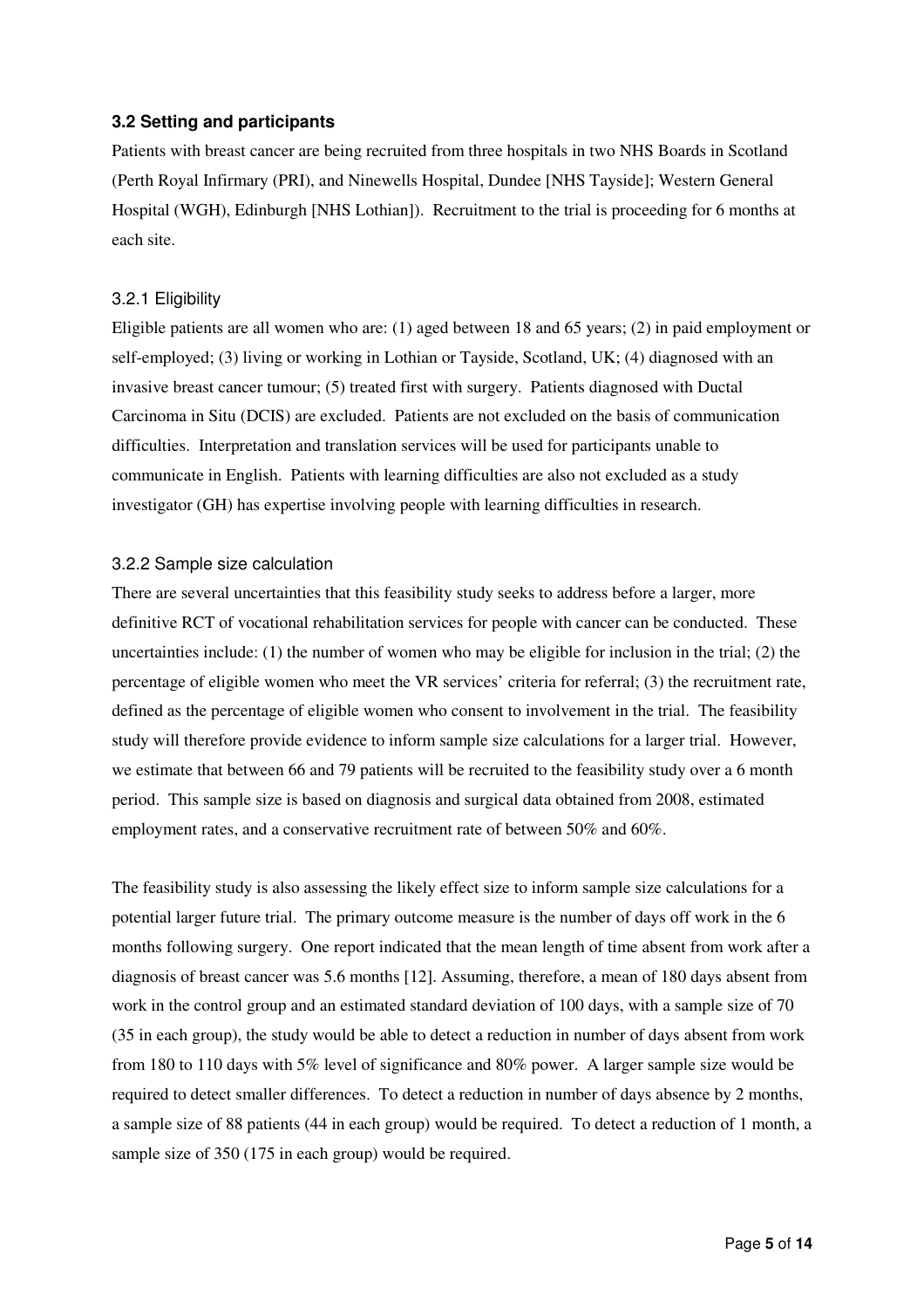### 3.2 Setting and participants

Patients with breast cancer are being recruited from three hospitals in two NHS Boards in Scotland (Perth Royal Infirmary (PRI), and Ninewells Hospital, Dundee [NHS Tayside]; Western General Hospital (WGH), Edinburgh [NHS Lothian]). Recruitment to the trial is proceeding for 6 months at each site.

#### 3.2.1 Eligibility

Eligible patients are all women who are: (1) aged between 18 and 65 years; (2) in paid employment or self-employed; (3) living or working in Lothian or Tayside, Scotland, UK; (4) diagnosed with an invasive breast cancer tumour; (5) treated first with surgery. Patients diagnosed with Ductal Carcinoma in Situ (DCIS) are excluded. Patients are not excluded on the basis of communication difficulties. Interpretation and translation services will be used for participants unable to communicate in English. Patients with learning difficulties are also not excluded as a study investigator (GH) has expertise involving people with learning difficulties in research.

#### 3.2.2 Sample size calculation

There are several uncertainties that this feasibility study seeks to address before a larger, more definitive RCT of vocational rehabilitation services for people with cancer can be conducted. These uncertainties include: (1) the number of women who may be eligible for inclusion in the trial; (2) the percentage of eligible women who meet the VR services' criteria for referral; (3) the recruitment rate, defined as the percentage of eligible women who consent to involvement in the trial. The feasibility study will therefore provide evidence to inform sample size calculations for a larger trial. However, we estimate that between 66 and 79 patients will be recruited to the feasibility study over a 6 month period. This sample size is based on diagnosis and surgical data obtained from 2008, estimated employment rates, and a conservative recruitment rate of between 50% and 60%.

The feasibility study is also assessing the likely effect size to inform sample size calculations for a potential larger future trial. The primary outcome measure is the number of days off work in the 6 months following surgery. One report indicated that the mean length of time absent from work after a diagnosis of breast cancer was 5.6 months [12]. Assuming, therefore, a mean of 180 days absent from work in the control group and an estimated standard deviation of 100 days, with a sample size of 70 (35 in each group), the study would be able to detect a reduction in number of days absent from work from 180 to 110 days with 5% level of significance and 80% power. A larger sample size would be required to detect smaller differences. To detect a reduction in number of days absence by 2 months, a sample size of 88 patients (44 in each group) would be required. To detect a reduction of 1 month, a sample size of 350 (175 in each group) would be required.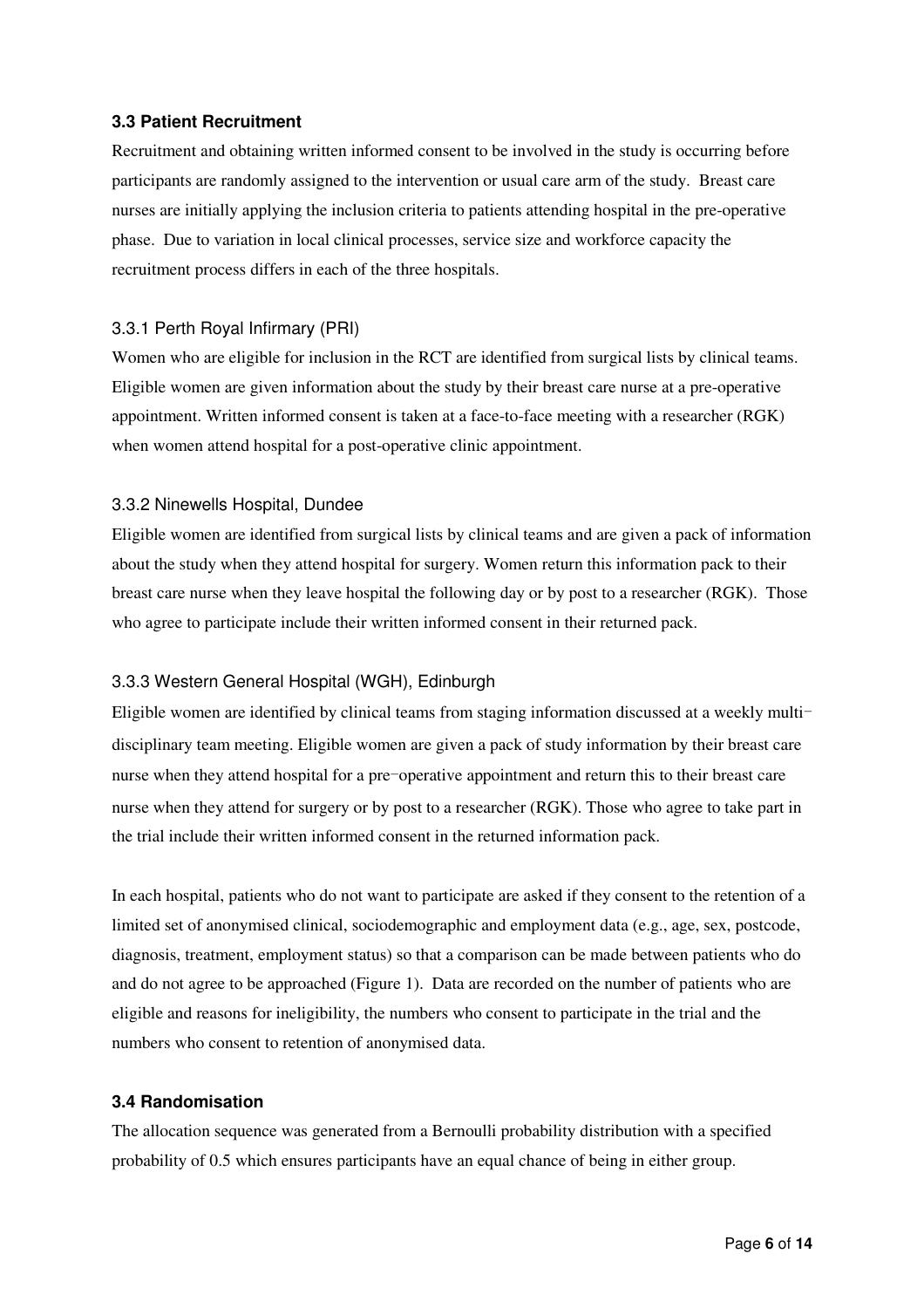### 3.3 Patient Recruitment

Recruitment and obtaining written informed consent to be involved in the study is occurring before participants are randomly assigned to the intervention or usual care arm of the study. Breast care nurses are initially applying the inclusion criteria to patients attending hospital in the pre-operative phase. Due to variation in local clinical processes, service size and workforce capacity the recruitment process differs in each of the three hospitals.

#### 3.3.1 Perth Royal Infirmary (PRI)

Women who are eligible for inclusion in the RCT are identified from surgical lists by clinical teams. Eligible women are given information about the study by their breast care nurse at a pre-operative appointment. Written informed consent is taken at a face-to-face meeting with a researcher (RGK) when women attend hospital for a post-operative clinic appointment.

#### 3.3.2 Ninewells Hospital, Dundee

Eligible women are identified from surgical lists by clinical teams and are given a pack of information about the study when they attend hospital for surgery. Women return this information pack to their breast care nurse when they leave hospital the following day or by post to a researcher (RGK). Those who agree to participate include their written informed consent in their returned pack.

#### 3.3.3 Western General Hospital (WGH), Edinburgh

Eligible women are identified by clinical teams from staging information discussed at a weekly multi-disciplinary team meeting. Eligible women are given a pack of study information by their breast care nurse when they attend hospital for a pre-operative appointment and return this to their breast care nurse when they attend for surgery or by post to a researcher (RGK). Those who agree to take part in the trial include their written informed consent in the returned information pack.

In each hospital, patients who do not want to participate are asked if they consent to the retention of a limited set of anonymised clinical, sociodemographic and employment data (e.g., age, sex, postcode, diagnosis, treatment, employment status) so that a comparison can be made between patients who do and do not agree to be approached (Figure 1). Data are recorded on the number of patients who are eligible and reasons for ineligibility, the numbers who consent to participate in the trial and the numbers who consent to retention of anonymised data.

### 3.4 Randomisation

The allocation sequence was generated from a Bernoulli probability distribution with a specified probability of 0.5 which ensures participants have an equal chance of being in either group.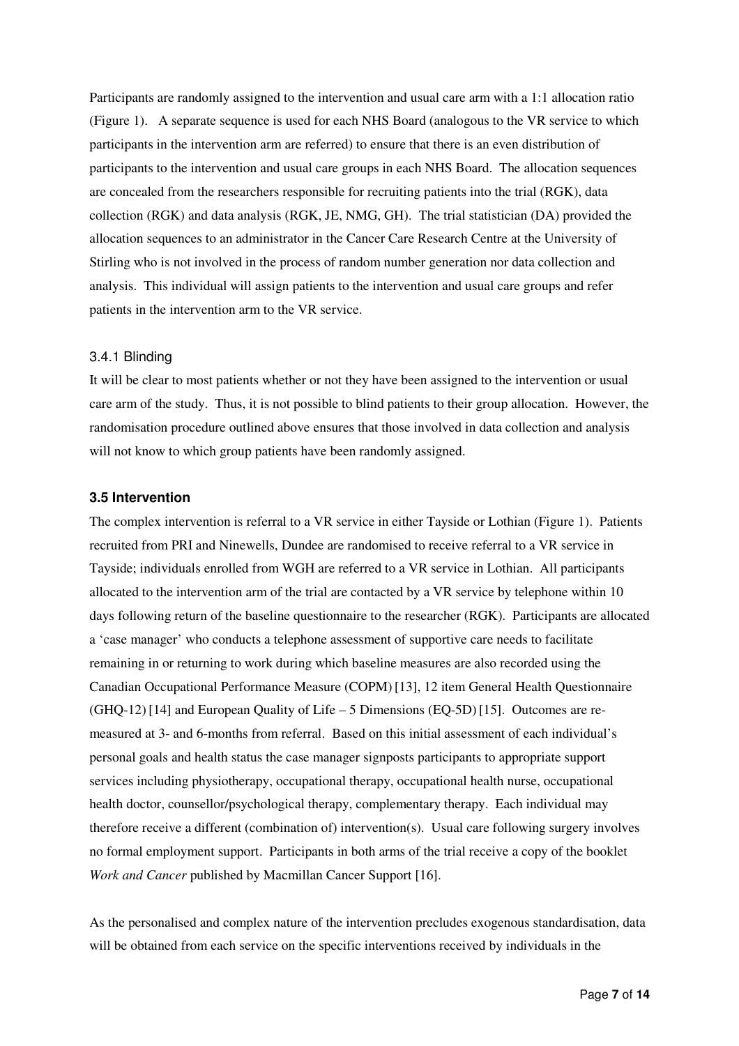Participants are randomly assigned to the intervention and usual care arm with a 1:1 allocation ratio (Figure 1). A separate sequence is used for each NHS Board (analogous to the VR service to which participants in the intervention arm are referred) to ensure that there is an even distribution of participants to the intervention and usual care groups in each NHS Board. The allocation sequences are concealed from the researchers responsible for recruiting patients into the trial (RGK), data collection (RGK) and data analysis (RGK, JE, NMG, GH). The trial statistician (DA) provided the allocation sequences to an administrator in the Cancer Care Research Centre at the University of Stirling who is not involved in the process of random number generation nor data collection and analysis. This individual will assign patients to the intervention and usual care groups and refer patients in the intervention arm to the VR service.

#### 3.4.1 Blinding

It will be clear to most patients whether or not they have been assigned to the intervention or usual care arm of the study. Thus, it is not possible to blind patients to their group allocation. However, the randomisation procedure outlined above ensures that those involved in data collection and analysis will not know to which group patients have been randomly assigned.

### 3.5 Intervention

The complex intervention is referral to a VR service in either Tayside or Lothian (Figure 1). Patients recruited from PRI and Ninewells, Dundee are randomised to receive referral to a VR service in Tayside; individuals enrolled from WGH are referred to a VR service in Lothian. All participants allocated to the intervention arm of the trial are contacted by a VR service by telephone within 10 days following return of the baseline questionnaire to the researcher (RGK). Participants are allocated a 'case manager' who conducts a telephone assessment of supportive care needs to facilitate remaining in or returning to work during which baseline measures are also recorded using the Canadian Occupational Performance Measure (COPM) [13], 12 item General Health Questionnaire (GHQ-12) [14] and European Quality of Life – 5 Dimensions (EQ-5D) [15]. Outcomes are re-measured at 3- and 6-months from referral. Based on this initial assessment of each individual's personal goals and health status the case manager signposts participants to appropriate support services including physiotherapy, occupational therapy, occupational health nurse, occupational health doctor, counsellor/psychological therapy, complementary therapy. Each individual may therefore receive a different (combination of) intervention(s). Usual care following surgery involves no formal employment support. Participants in both arms of the trial receive a copy of the booklet *Work and Cancer* published by Macmillan Cancer Support [16].

As the personalised and complex nature of the intervention precludes exogenous standardisation, data will be obtained from each service on the specific interventions received by individuals in the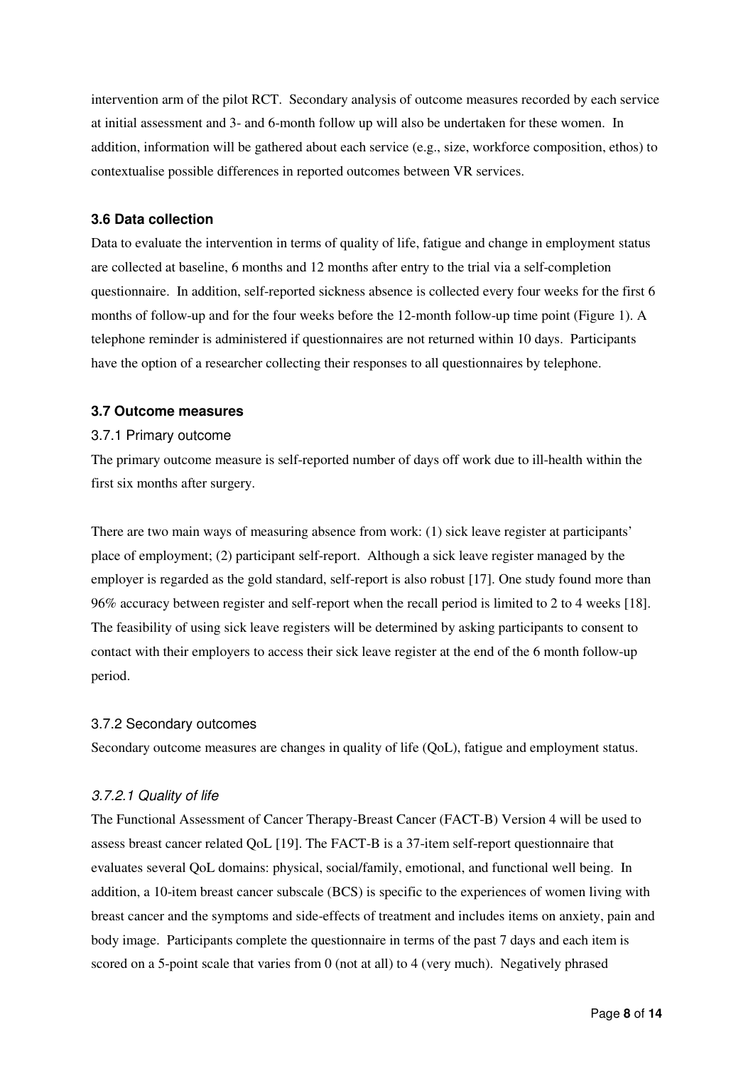intervention arm of the pilot RCT. Secondary analysis of outcome measures recorded by each service at initial assessment and 3- and 6-month follow up will also be undertaken for these women. In addition, information will be gathered about each service (e.g., size, workforce composition, ethos) to contextualise possible differences in reported outcomes between VR services.

### 3.6 Data collection

Data to evaluate the intervention in terms of quality of life, fatigue and change in employment status are collected at baseline, 6 months and 12 months after entry to the trial via a self-completion questionnaire. In addition, self-reported sickness absence is collected every four weeks for the first 6 months of follow-up and for the four weeks before the 12-month follow-up time point (Figure 1). A telephone reminder is administered if questionnaires are not returned within 10 days. Participants have the option of a researcher collecting their responses to all questionnaires by telephone.

### 3.7 Outcome measures

#### 3.7.1 Primary outcome

The primary outcome measure is self-reported number of days off work due to ill-health within the first six months after surgery.

There are two main ways of measuring absence from work: (1) sick leave register at participants' place of employment; (2) participant self-report. Although a sick leave register managed by the employer is regarded as the gold standard, self-report is also robust [17]. One study found more than 96% accuracy between register and self-report when the recall period is limited to 2 to 4 weeks [18]. The feasibility of using sick leave registers will be determined by asking participants to consent to contact with their employers to access their sick leave register at the end of the 6 month follow-up period.

#### 3.7.2 Secondary outcomes

Secondary outcome measures are changes in quality of life (QoL), fatigue and employment status.

##### *3.7.2.1 Quality of life*

The Functional Assessment of Cancer Therapy-Breast Cancer (FACT-B) Version 4 will be used to assess breast cancer related QoL [19]. The FACT-B is a 37-item self-report questionnaire that evaluates several QoL domains: physical, social/family, emotional, and functional well being. In addition, a 10-item breast cancer subscale (BCS) is specific to the experiences of women living with breast cancer and the symptoms and side-effects of treatment and includes items on anxiety, pain and body image. Participants complete the questionnaire in terms of the past 7 days and each item is scored on a 5-point scale that varies from 0 (not at all) to 4 (very much). Negatively phrased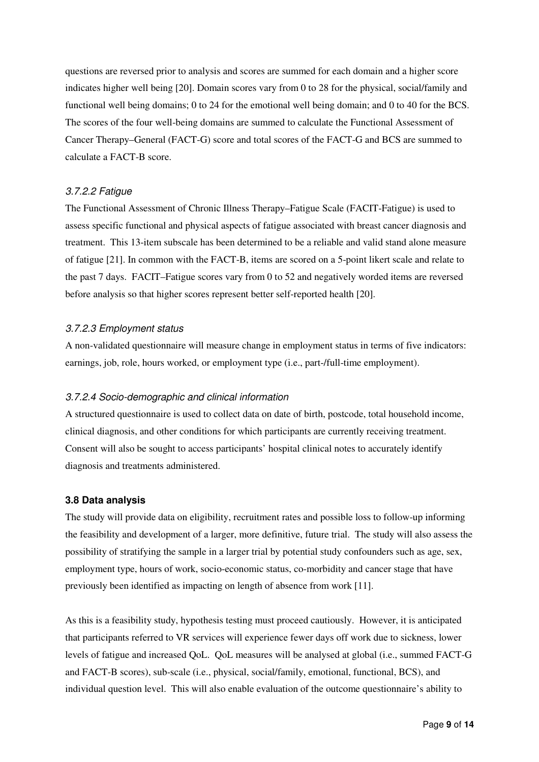questions are reversed prior to analysis and scores are summed for each domain and a higher score indicates higher well being [20]. Domain scores vary from 0 to 28 for the physical, social/family and functional well being domains; 0 to 24 for the emotional well being domain; and 0 to 40 for the BCS. The scores of the four well-being domains are summed to calculate the Functional Assessment of Cancer Therapy–General (FACT-G) score and total scores of the FACT-G and BCS are summed to calculate a FACT-B score.

#### *3.7.2.2 Fatigue*

The Functional Assessment of Chronic Illness Therapy–Fatigue Scale (FACIT-Fatigue) is used to assess specific functional and physical aspects of fatigue associated with breast cancer diagnosis and treatment. This 13-item subscale has been determined to be a reliable and valid stand alone measure of fatigue [21]. In common with the FACT-B, items are scored on a 5-point likert scale and relate to the past 7 days. FACIT–Fatigue scores vary from 0 to 52 and negatively worded items are reversed before analysis so that higher scores represent better self-reported health [20].

#### *3.7.2.3 Employment status*

A non-validated questionnaire will measure change in employment status in terms of five indicators: earnings, job, role, hours worked, or employment type (i.e., part-/full-time employment).

#### *3.7.2.4 Socio-demographic and clinical information*

A structured questionnaire is used to collect data on date of birth, postcode, total household income, clinical diagnosis, and other conditions for which participants are currently receiving treatment. Consent will also be sought to access participants' hospital clinical notes to accurately identify diagnosis and treatments administered.

### **3.8 Data analysis**

The study will provide data on eligibility, recruitment rates and possible loss to follow-up informing the feasibility and development of a larger, more definitive, future trial. The study will also assess the possibility of stratifying the sample in a larger trial by potential study confounders such as age, sex, employment type, hours of work, socio-economic status, co-morbidity and cancer stage that have previously been identified as impacting on length of absence from work [11].

As this is a feasibility study, hypothesis testing must proceed cautiously. However, it is anticipated that participants referred to VR services will experience fewer days off work due to sickness, lower levels of fatigue and increased QoL. QoL measures will be analysed at global (i.e., summed FACT-G and FACT-B scores), sub-scale (i.e., physical, social/family, emotional, functional, BCS), and individual question level. This will also enable evaluation of the outcome questionnaire's ability to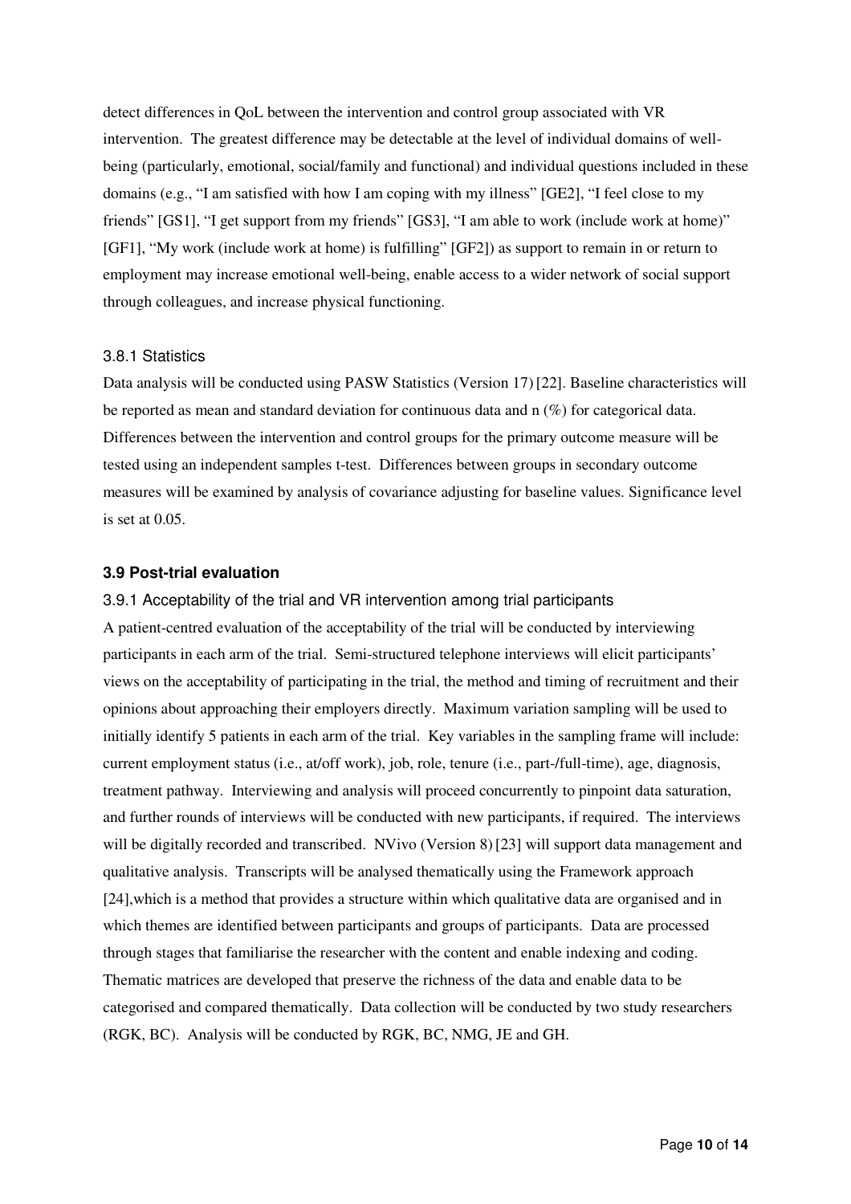detect differences in QoL between the intervention and control group associated with VR intervention. The greatest difference may be detectable at the level of individual domains of well-being (particularly, emotional, social/family and functional) and individual questions included in these domains (e.g., "I am satisfied with how I am coping with my illness" [GE2], "I feel close to my friends" [GS1], "I get support from my friends" [GS3], "I am able to work (include work at home)" [GF1], "My work (include work at home) is fulfilling" [GF2]) as support to remain in or return to employment may increase emotional well-being, enable access to a wider network of social support through colleagues, and increase physical functioning.

#### 3.8.1 Statistics

Data analysis will be conducted using PASW Statistics (Version 17) [22]. Baseline characteristics will be reported as mean and standard deviation for continuous data and n (%) for categorical data. Differences between the intervention and control groups for the primary outcome measure will be tested using an independent samples t-test. Differences between groups in secondary outcome measures will be examined by analysis of covariance adjusting for baseline values. Significance level is set at 0.05.

### 3.9 Post-trial evaluation

#### 3.9.1 Acceptability of the trial and VR intervention among trial participants

A patient-centred evaluation of the acceptability of the trial will be conducted by interviewing participants in each arm of the trial. Semi-structured telephone interviews will elicit participants' views on the acceptability of participating in the trial, the method and timing of recruitment and their opinions about approaching their employers directly. Maximum variation sampling will be used to initially identify 5 patients in each arm of the trial. Key variables in the sampling frame will include: current employment status (i.e., at/off work), job, role, tenure (i.e., part-/full-time), age, diagnosis, treatment pathway. Interviewing and analysis will proceed concurrently to pinpoint data saturation, and further rounds of interviews will be conducted with new participants, if required. The interviews will be digitally recorded and transcribed. NVivo (Version 8) [23] will support data management and qualitative analysis. Transcripts will be analysed thematically using the Framework approach [24],which is a method that provides a structure within which qualitative data are organised and in which themes are identified between participants and groups of participants. Data are processed through stages that familiarise the researcher with the content and enable indexing and coding. Thematic matrices are developed that preserve the richness of the data and enable data to be categorised and compared thematically. Data collection will be conducted by two study researchers (RGK, BC). Analysis will be conducted by RGK, BC, NMG, JE and GH.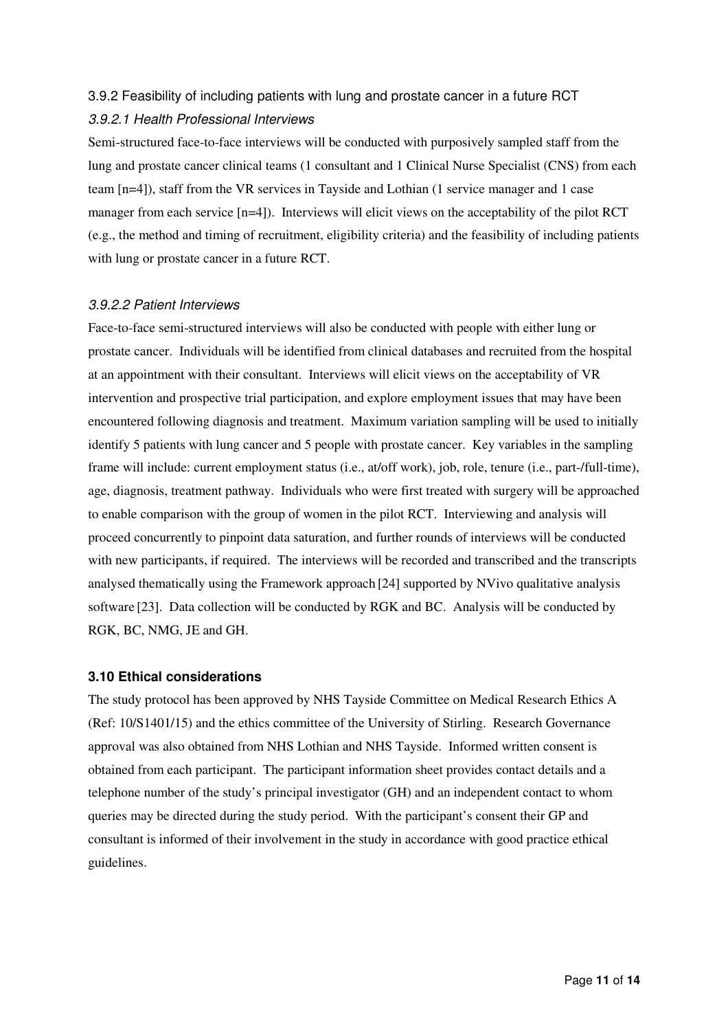### 3.9.2 Feasibility of including patients with lung and prostate cancer in a future RCT

#### *3.9.2.1 Health Professional Interviews*

Semi-structured face-to-face interviews will be conducted with purposively sampled staff from the lung and prostate cancer clinical teams (1 consultant and 1 Clinical Nurse Specialist (CNS) from each team [n=4]), staff from the VR services in Tayside and Lothian (1 service manager and 1 case manager from each service [n=4]). Interviews will elicit views on the acceptability of the pilot RCT (e.g., the method and timing of recruitment, eligibility criteria) and the feasibility of including patients with lung or prostate cancer in a future RCT.

#### *3.9.2.2 Patient Interviews*

Face-to-face semi-structured interviews will also be conducted with people with either lung or prostate cancer. Individuals will be identified from clinical databases and recruited from the hospital at an appointment with their consultant. Interviews will elicit views on the acceptability of VR intervention and prospective trial participation, and explore employment issues that may have been encountered following diagnosis and treatment. Maximum variation sampling will be used to initially identify 5 patients with lung cancer and 5 people with prostate cancer. Key variables in the sampling frame will include: current employment status (i.e., at/off work), job, role, tenure (i.e., part-/full-time), age, diagnosis, treatment pathway. Individuals who were first treated with surgery will be approached to enable comparison with the group of women in the pilot RCT. Interviewing and analysis will proceed concurrently to pinpoint data saturation, and further rounds of interviews will be conducted with new participants, if required. The interviews will be recorded and transcribed and the transcripts analysed thematically using the Framework approach [24] supported by NVivo qualitative analysis software [23]. Data collection will be conducted by RGK and BC. Analysis will be conducted by RGK, BC, NMG, JE and GH.

### **3.10 Ethical considerations**

The study protocol has been approved by NHS Tayside Committee on Medical Research Ethics A (Ref: 10/S1401/15) and the ethics committee of the University of Stirling. Research Governance approval was also obtained from NHS Lothian and NHS Tayside. Informed written consent is obtained from each participant. The participant information sheet provides contact details and a telephone number of the study's principal investigator (GH) and an independent contact to whom queries may be directed during the study period. With the participant's consent their GP and consultant is informed of their involvement in the study in accordance with good practice ethical guidelines.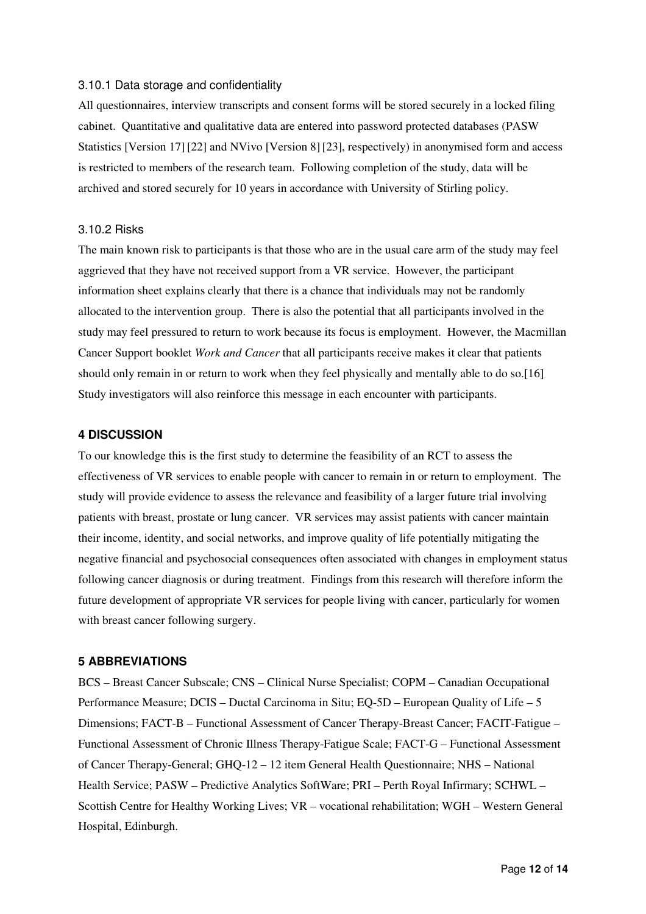### 3.10.1 Data storage and confidentiality

All questionnaires, interview transcripts and consent forms will be stored securely in a locked filing cabinet. Quantitative and qualitative data are entered into password protected databases (PASW Statistics [Version 17] [22] and NVivo [Version 8] [23], respectively) in anonymised form and access is restricted to members of the research team. Following completion of the study, data will be archived and stored securely for 10 years in accordance with University of Stirling policy.

### 3.10.2 Risks

The main known risk to participants is that those who are in the usual care arm of the study may feel aggrieved that they have not received support from a VR service. However, the participant information sheet explains clearly that there is a chance that individuals may not be randomly allocated to the intervention group. There is also the potential that all participants involved in the study may feel pressured to return to work because its focus is employment. However, the Macmillan Cancer Support booklet *Work and Cancer* that all participants receive makes it clear that patients should only remain in or return to work when they feel physically and mentally able to do so.[16] Study investigators will also reinforce this message in each encounter with participants.

## 4 DISCUSSION

To our knowledge this is the first study to determine the feasibility of an RCT to assess the effectiveness of VR services to enable people with cancer to remain in or return to employment. The study will provide evidence to assess the relevance and feasibility of a larger future trial involving patients with breast, prostate or lung cancer. VR services may assist patients with cancer maintain their income, identity, and social networks, and improve quality of life potentially mitigating the negative financial and psychosocial consequences often associated with changes in employment status following cancer diagnosis or during treatment. Findings from this research will therefore inform the future development of appropriate VR services for people living with cancer, particularly for women with breast cancer following surgery.

## 5 ABBREVIATIONS

BCS – Breast Cancer Subscale; CNS – Clinical Nurse Specialist; COPM – Canadian Occupational Performance Measure; DCIS – Ductal Carcinoma in Situ; EQ-5D – European Quality of Life – 5 Dimensions; FACT-B – Functional Assessment of Cancer Therapy-Breast Cancer; FACIT-Fatigue – Functional Assessment of Chronic Illness Therapy-Fatigue Scale; FACT-G – Functional Assessment of Cancer Therapy-General; GHQ-12 – 12 item General Health Questionnaire; NHS – National Health Service; PASW – Predictive Analytics SoftWare; PRI – Perth Royal Infirmary; SCHWL – Scottish Centre for Healthy Working Lives; VR – vocational rehabilitation; WGH – Western General Hospital, Edinburgh.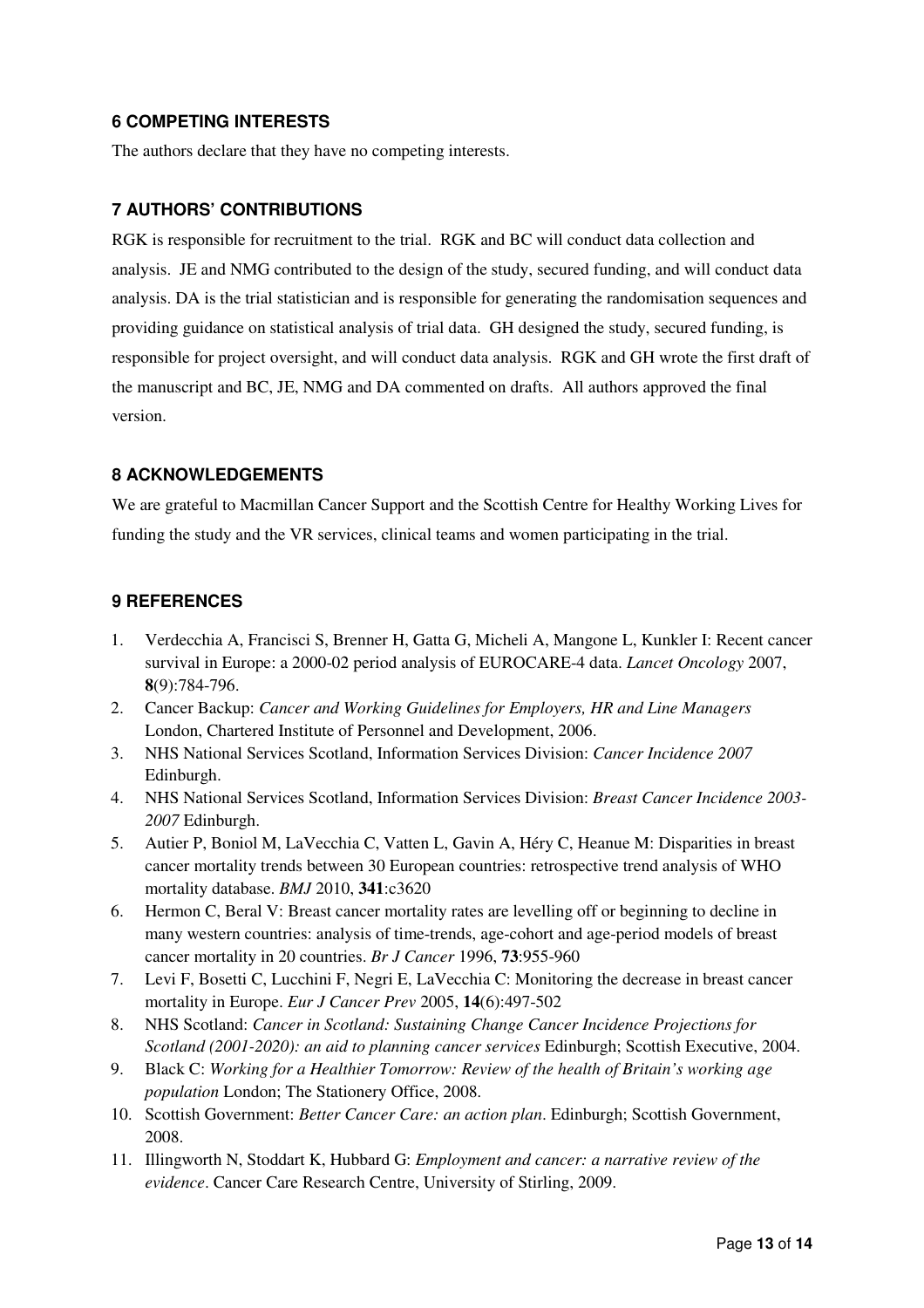## 6 COMPETING INTERESTS

The authors declare that they have no competing interests.

## 7 AUTHORS' CONTRIBUTIONS

RGK is responsible for recruitment to the trial. RGK and BC will conduct data collection and analysis. JE and NMG contributed to the design of the study, secured funding, and will conduct data analysis. DA is the trial statistician and is responsible for generating the randomisation sequences and providing guidance on statistical analysis of trial data. GH designed the study, secured funding, is responsible for project oversight, and will conduct data analysis. RGK and GH wrote the first draft of the manuscript and BC, JE, NMG and DA commented on drafts. All authors approved the final version.

## 8 ACKNOWLEDGEMENTS

We are grateful to Macmillan Cancer Support and the Scottish Centre for Healthy Working Lives for funding the study and the VR services, clinical teams and women participating in the trial.

## 9 REFERENCES

1. Verdecchia A, Francisci S, Brenner H, Gatta G, Micheli A, Mangone L, Kunkler I: Recent cancer survival in Europe: a 2000-02 period analysis of EUROCARE-4 data. *Lancet Oncology* 2007, **8**(9):784-796.
2. Cancer Backup: *Cancer and Working Guidelines for Employers, HR and Line Managers* London, Chartered Institute of Personnel and Development, 2006.
3. NHS National Services Scotland, Information Services Division: *Cancer Incidence 2007* Edinburgh.
4. NHS National Services Scotland, Information Services Division: *Breast Cancer Incidence 2003-2007* Edinburgh.
5. Autier P, Boniol M, LaVecchia C, Vatten L, Gavin A, Héry C, Heanue M: Disparities in breast cancer mortality trends between 30 European countries: retrospective trend analysis of WHO mortality database. *BMJ* 2010, **341**:c3620
6. Hermon C, Beral V: Breast cancer mortality rates are levelling off or beginning to decline in many western countries: analysis of time-trends, age-cohort and age-period models of breast cancer mortality in 20 countries. *Br J Cancer* 1996, **73**:955-960
7. Levi F, Bosetti C, Lucchini F, Negri E, LaVecchia C: Monitoring the decrease in breast cancer mortality in Europe. *Eur J Cancer Prev* 2005, **14**(6):497-502
8. NHS Scotland: *Cancer in Scotland: Sustaining Change Cancer Incidence Projections for Scotland (2001-2020): an aid to planning cancer services* Edinburgh; Scottish Executive, 2004.
9. Black C: *Working for a Healthier Tomorrow: Review of the health of Britain's working age population* London; The Stationery Office, 2008.
10. Scottish Government: *Better Cancer Care: an action plan*. Edinburgh; Scottish Government, 2008.
11. Illingworth N, Stoddart K, Hubbard G: *Employment and cancer: a narrative review of the evidence*. Cancer Care Research Centre, University of Stirling, 2009.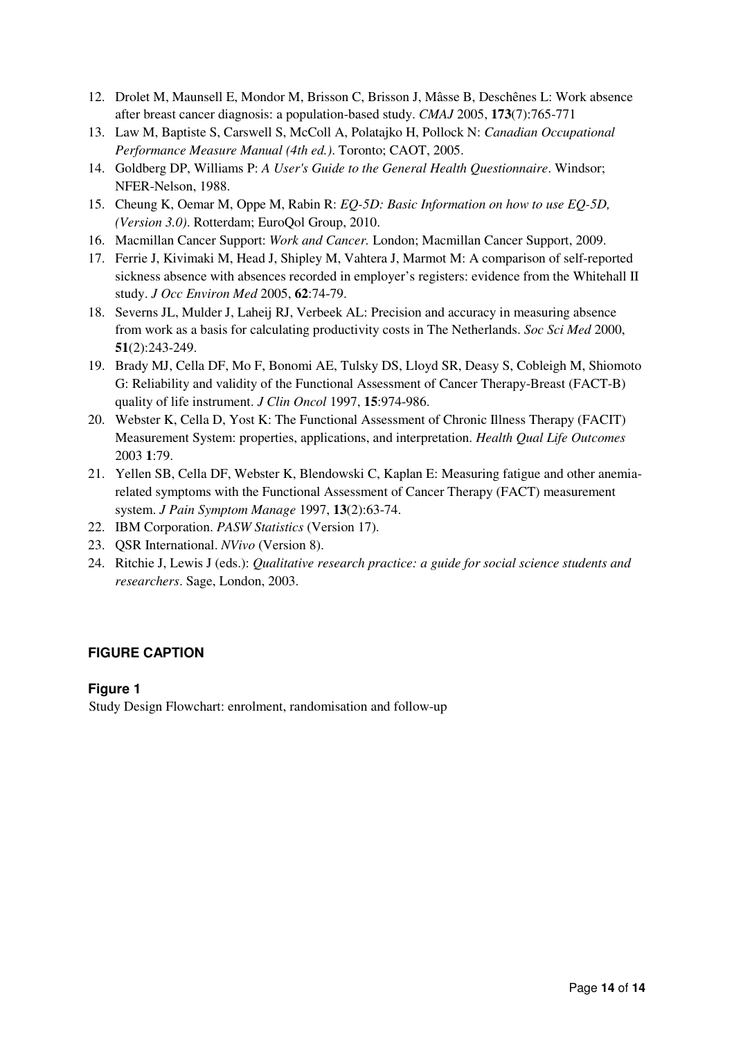12. Drolet M, Maunsell E, Mondor M, Brisson C, Brisson J, Mâsse B, Deschênes L: Work absence after breast cancer diagnosis: a population-based study. *CMAJ* 2005, **173**(7):765-771
13. Law M, Baptiste S, Carswell S, McColl A, Polatajko H, Pollock N: *Canadian Occupational Performance Measure Manual (4th ed.)*. Toronto; CAOT, 2005.
14. Goldberg DP, Williams P: *A User's Guide to the General Health Questionnaire*. Windsor; NFER-Nelson, 1988.
15. Cheung K, Oemar M, Oppe M, Rabin R: *EQ-5D: Basic Information on how to use EQ-5D, (Version 3.0)*. Rotterdam; EuroQol Group, 2010.
16. Macmillan Cancer Support: *Work and Cancer.* London; Macmillan Cancer Support, 2009.
17. Ferrie J, Kivimaki M, Head J, Shipley M, Vahtera J, Marmot M: A comparison of self-reported sickness absence with absences recorded in employer's registers: evidence from the Whitehall II study. *J Occ Environ Med* 2005, **62**:74-79.
18. Severns JL, Mulder J, Laheij RJ, Verbeek AL: Precision and accuracy in measuring absence from work as a basis for calculating productivity costs in The Netherlands. *Soc Sci Med* 2000, **51**(2):243-249.
19. Brady MJ, Cella DF, Mo F, Bonomi AE, Tulsky DS, Lloyd SR, Deasy S, Cobleigh M, Shiomoto G: Reliability and validity of the Functional Assessment of Cancer Therapy-Breast (FACT-B) quality of life instrument. *J Clin Oncol* 1997, **15**:974-986.
20. Webster K, Cella D, Yost K: The Functional Assessment of Chronic Illness Therapy (FACIT) Measurement System: properties, applications, and interpretation. *Health Qual Life Outcomes* 2003 **1**:79.
21. Yellen SB, Cella DF, Webster K, Blendowski C, Kaplan E: Measuring fatigue and other anemia-related symptoms with the Functional Assessment of Cancer Therapy (FACT) measurement system. *J Pain Symptom Manage* 1997, **13**(2):63-74.
22. IBM Corporation. *PASW Statistics* (Version 17).
23. QSR International. *NVivo* (Version 8).
24. Ritchie J, Lewis J (eds.): *Qualitative research practice: a guide for social science students and researchers*. Sage, London, 2003.

## FIGURE CAPTION

### Figure 1

Study Design Flowchart: enrolment, randomisation and follow-up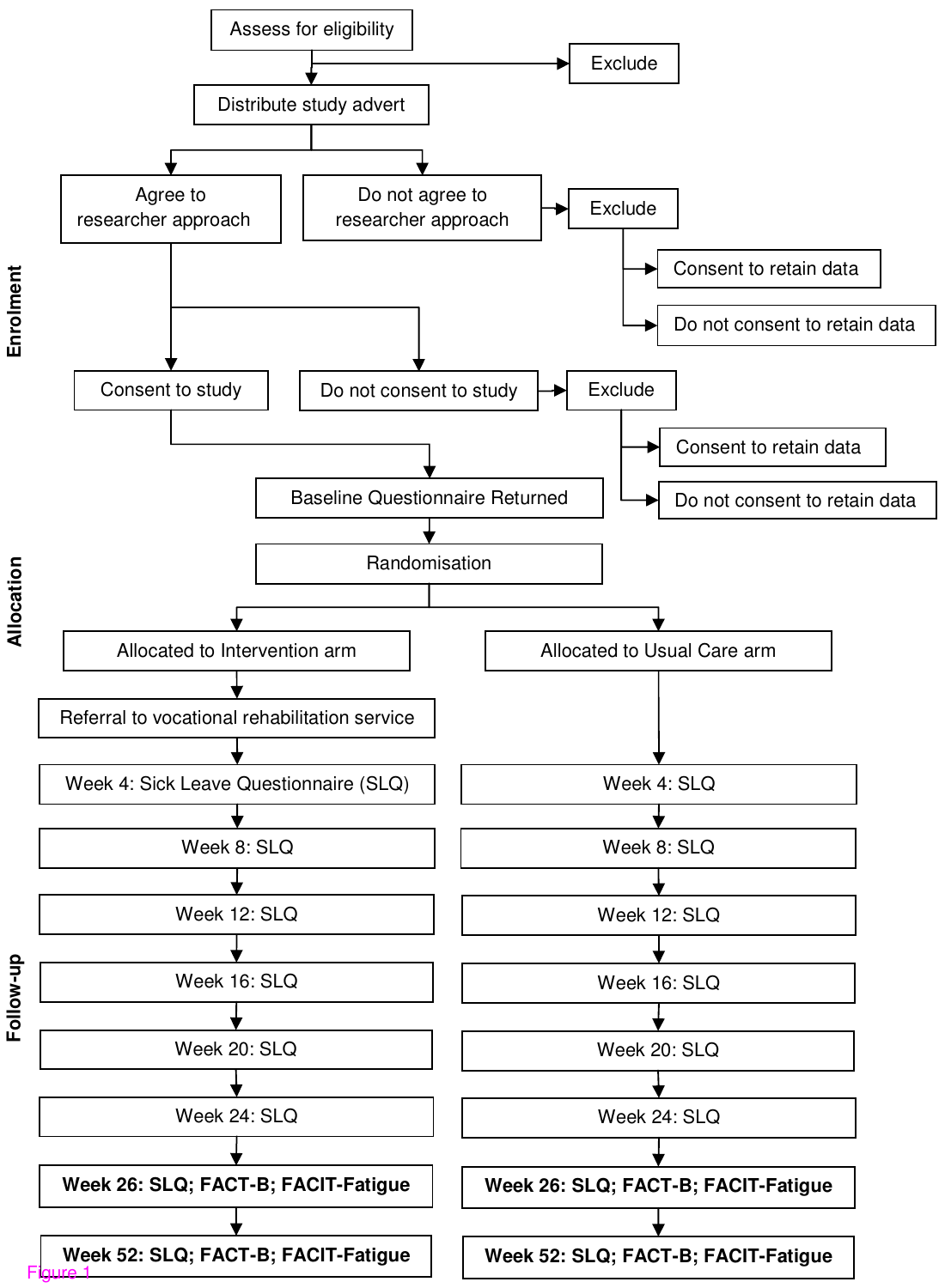Enrolment

Assess for eligibility

Exclude

Distribute study advert

Agree to researcher approach

Do not agree to researcher approach

Exclude

Consent to retain data

Do not consent to retain data

Consent to study

Do not consent to study

Exclude

Consent to retain data

Do not consent to retain data

Baseline Questionnaire Returned

Allocation

Randomisation

Allocated to Intervention arm

Allocated to Usual Care arm

Referral to vocational rehabilitation service

Follow-up

Week 4: Sick Leave Questionnaire (SLQ)

Week 4: SLQ

Week 8: SLQ

Week 8: SLQ

Week 12: SLQ

Week 12: SLQ

Week 16: SLQ

Week 16: SLQ

Week 20: SLQ

Week 20: SLQ

Week 24: SLQ

Week 24: SLQ

**Week 26: SLQ; FACT-B; FACIT-Fatigue**

**Week 26: SLQ; FACT-B; FACIT-Fatigue**

**Week 52: SLQ; FACT-B; FACIT-Fatigue**

**Week 52: SLQ; FACT-B; FACIT-Fatigue**

Figure 1